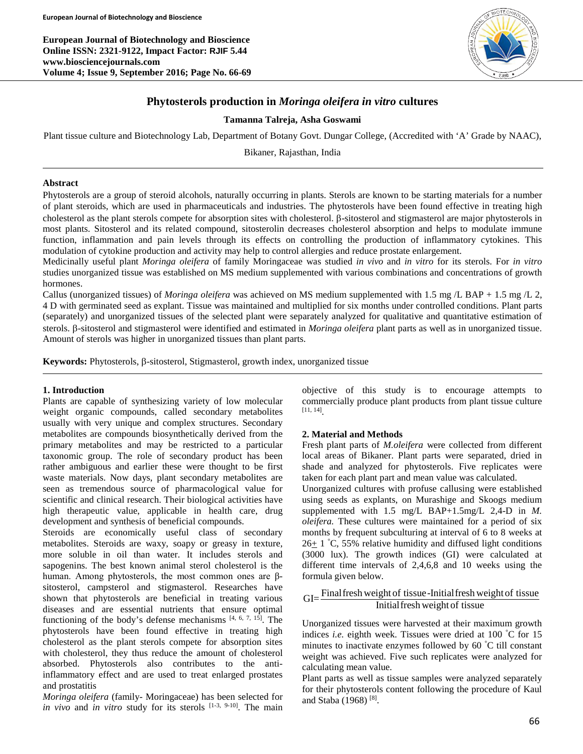# Phytosterols production in *Moringa oleifera in vitro* cultures

**Tamanna Talreja, Asha Goswami**

Plant tissue culture and Biotechnology Lab, Department of Botany Govt. Dungar College, (Accredited with 'A' Grade by NAAC), Bikaner, Rajasthan, India

## Abstract

Phytosterols are a group of steroid alcohols, naturally occurring in plants. Sterols are known to be starting materials for a number of plant steroids, which are used in pharmaceuticals and industries. The phytosterols have been found effective in treating high cholesterol as the plant sterols compete for absorption sites with cholesterol. β-sitosterol and stigmasterol are major phytosterols in most plants. Sitosterol and its related compound, sitosterolin decreases cholesterol absorption and helps to modulate immune function, inflammation and pain levels through its effects on controlling the production of inflammatory cytokines. This modulation of cytokine production and activity may help to control allergies and reduce prostate enlargement.

Medicinally useful plant *Moringa oleifera* of family Moringaceae was studied *in vivo* and *in vitro* for its sterols. For *in vitro* studies unorganized tissue was established on MS medium supplemented with various combinations and concentrations of growth hormones.

Callus (unorganized tissues) of *Moringa oleifera* was achieved on MS medium supplemented with 1.5 mg /L BAP + 1.5 mg /L 2, 4 D with germinated seed as explant. Tissue was maintained and multiplied for six months under controlled conditions. Plant parts (separately) and unorganized tissues of the selected plant were separately analyzed for qualitative and quantitative estimation of sterols. β-sitosterol and stigmasterol were identified and estimated in *Moringa oleifera* plant parts as well as in unorganized tissue. Amount of sterols was higher in unorganized tissues than plant parts.

**Keywords:** Phytosterols, β-sitosterol, Stigmasterol, growth index, unorganized tissue

## 1. Introduction

Plants are capable of synthesizing variety of low molecular weight organic compounds, called secondary metabolites usually with very unique and complex structures. Secondary metabolites are compounds biosynthetically derived from the primary metabolites and may be restricted to a particular taxonomic group. The role of secondary product has been rather ambiguous and earlier these were thought to be first waste materials. Now days, plant secondary metabolites are seen as tremendous source of pharmacological value for scientific and clinical research. Their biological activities have high therapeutic value, applicable in health care, drug development and synthesis of beneficial compounds.

Steroids are economically useful class of secondary metabolites. Steroids are waxy, soapy or greasy in texture, more soluble in oil than water. It includes sterols and sapogenins. The best known animal sterol cholesterol is the human. Among phytosterols, the most common ones are β-sitosterol, campsterol and stigmasterol. Researches have shown that phytosterols are beneficial in treating various diseases and are essential nutrients that ensure optimal functioning of the body's defense mechanisms [4, 6, 7, 15]. The phytosterols have been found effective in treating high cholesterol as the plant sterols compete for absorption sites with cholesterol, they thus reduce the amount of cholesterol absorbed. Phytosterols also contributes to the anti-inflammatory effect and are used to treat enlarged prostates and prostatitis

*Moringa oleifera* (family- Moringaceae) has been selected for *in vivo* and *in vitro* study for its sterols [1-3, 9-10]. The main objective of this study is to encourage attempts to commercially produce plant products from plant tissue culture [11, 14].

## 2. Material and Methods

Fresh plant parts of *M.oleifera* were collected from different local areas of Bikaner. Plant parts were separated, dried in shade and analyzed for phytosterols. Five replicates were taken for each plant part and mean value was calculated.

Unorganized cultures with profuse callusing were established using seeds as explants, on Murashige and Skoogs medium supplemented with 1.5 mg/L BAP+1.5mg/L 2,4-D in *M. oleifera.* These cultures were maintained for a period of six months by frequent subculturing at interval of 6 to 8 weeks at 26± 1 ˚C, 55% relative humidity and diffused light conditions (3000 lux). The growth indices (GI) were calculated at different time intervals of 2,4,6,8 and 10 weeks using the formula given below.

$$GI = \frac{\text{Final fresh weight of tissue} - \text{Initial fresh weight of tissue}}{\text{Initial fresh weight of tissue}}$$

Unorganized tissues were harvested at their maximum growth indices *i.e.* eighth week. Tissues were dried at 100 ˚C for 15 minutes to inactivate enzymes followed by 60 ˚C till constant weight was achieved. Five such replicates were analyzed for calculating mean value.

Plant parts as well as tissue samples were analyzed separately for their phytosterols content following the procedure of Kaul and Staba (1968) [8].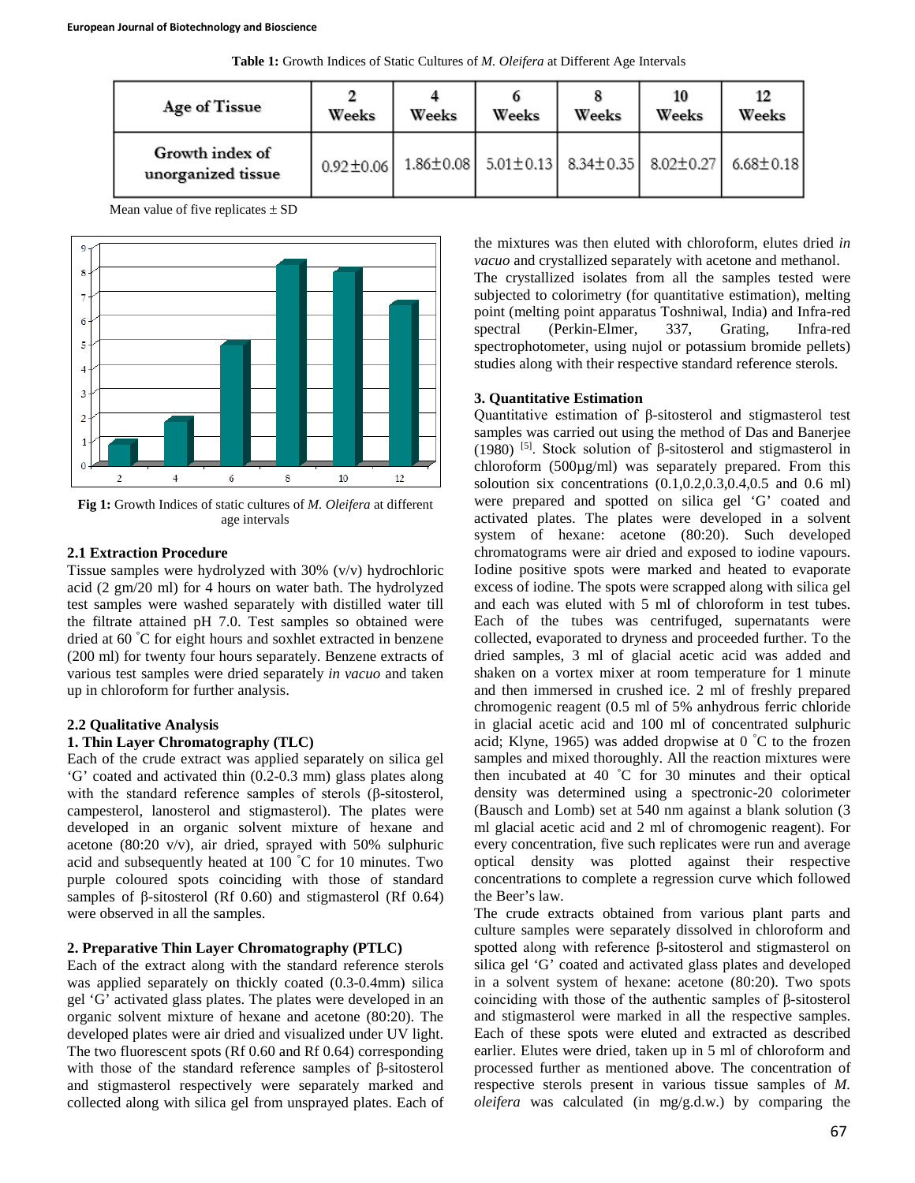**Table 1:** Growth Indices of Static Cultures of *M. Oleifera* at Different Age Intervals

| Age of Tissue | 2 Weeks | 4 Weeks | 6 Weeks | 8 Weeks | 10 Weeks | 12 Weeks |
|---|---|---|---|---|---|---|
| Growth index of unorganized tissue | 0.92±0.06 | 1.86±0.08 | 5.01±0.13 | 8.34±0.35 | 8.02±0.27 | 6.68±0.18 |

Mean value of five replicates ± SD

**Fig 1:** Growth Indices of static cultures of *M. Oleifera* at different age intervals

### 2.1 Extraction Procedure

Tissue samples were hydrolyzed with 30% (v/v) hydrochloric acid (2 gm/20 ml) for 4 hours on water bath. The hydrolyzed test samples were washed separately with distilled water till the filtrate attained pH 7.0. Test samples so obtained were dried at 60 ˚C for eight hours and soxhlet extracted in benzene (200 ml) for twenty four hours separately. Benzene extracts of various test samples were dried separately *in vacuo* and taken up in chloroform for further analysis.

### 2.2 Qualitative Analysis

**1. Thin Layer Chromatography (TLC)**

Each of the crude extract was applied separately on silica gel 'G' coated and activated thin (0.2-0.3 mm) glass plates along with the standard reference samples of sterols (β-sitosterol, campesterol, lanosterol and stigmasterol). The plates were developed in an organic solvent mixture of hexane and acetone (80:20 v/v), air dried, sprayed with 50% sulphuric acid and subsequently heated at 100 ˚C for 10 minutes. Two purple coloured spots coinciding with those of standard samples of β-sitosterol (Rf 0.60) and stigmasterol (Rf 0.64) were observed in all the samples.

**2. Preparative Thin Layer Chromatography (PTLC)**

Each of the extract along with the standard reference sterols was applied separately on thickly coated (0.3-0.4mm) silica gel 'G' activated glass plates. The plates were developed in an organic solvent mixture of hexane and acetone (80:20). The developed plates were air dried and visualized under UV light. The two fluorescent spots (Rf 0.60 and Rf 0.64) corresponding with those of the standard reference samples of β-sitosterol and stigmasterol respectively were separately marked and collected along with silica gel from unsprayed plates. Each of the mixtures was then eluted with chloroform, elutes dried *in vacuo* and crystallized separately with acetone and methanol.

The crystallized isolates from all the samples tested were subjected to colorimetry (for quantitative estimation), melting point (melting point apparatus Toshniwal, India) and Infra-red spectral (Perkin-Elmer, 337, Grating, Infra-red spectrophotometer, using nujol or potassium bromide pellets) studies along with their respective standard reference sterols.

**3. Quantitative Estimation**

Quantitative estimation of β-sitosterol and stigmasterol test samples was carried out using the method of Das and Banerjee (1980) [5]. Stock solution of β-sitosterol and stigmasterol in chloroform (500µg/ml) was separately prepared. From this soloution six concentrations (0.1,0.2,0.3,0.4,0.5 and 0.6 ml) were prepared and spotted on silica gel 'G' coated and activated plates. The plates were developed in a solvent system of hexane: acetone (80:20). Such developed chromatograms were air dried and exposed to iodine vapours. Iodine positive spots were marked and heated to evaporate excess of iodine. The spots were scrapped along with silica gel and each was eluted with 5 ml of chloroform in test tubes. Each of the tubes was centrifuged, supernatants were collected, evaporated to dryness and proceeded further. To the dried samples, 3 ml of glacial acetic acid was added and shaken on a vortex mixer at room temperature for 1 minute and then immersed in crushed ice. 2 ml of freshly prepared chromogenic reagent (0.5 ml of 5% anhydrous ferric chloride in glacial acetic acid and 100 ml of concentrated sulphuric acid; Klyne, 1965) was added dropwise at 0 ˚C to the frozen samples and mixed thoroughly. All the reaction mixtures were then incubated at 40 ˚C for 30 minutes and their optical density was determined using a spectronic-20 colorimeter (Bausch and Lomb) set at 540 nm against a blank solution (3 ml glacial acetic acid and 2 ml of chromogenic reagent). For every concentration, five such replicates were run and average optical density was plotted against their respective concentrations to complete a regression curve which followed the Beer's law.

The crude extracts obtained from various plant parts and culture samples were separately dissolved in chloroform and spotted along with reference β-sitosterol and stigmasterol on silica gel 'G' coated and activated glass plates and developed in a solvent system of hexane: acetone (80:20). Two spots coinciding with those of the authentic samples of β-sitosterol and stigmasterol were marked in all the respective samples. Each of these spots were eluted and extracted as described earlier. Elutes were dried, taken up in 5 ml of chloroform and processed further as mentioned above. The concentration of respective sterols present in various tissue samples of *M. oleifera* was calculated (in mg/g.d.w.) by comparing the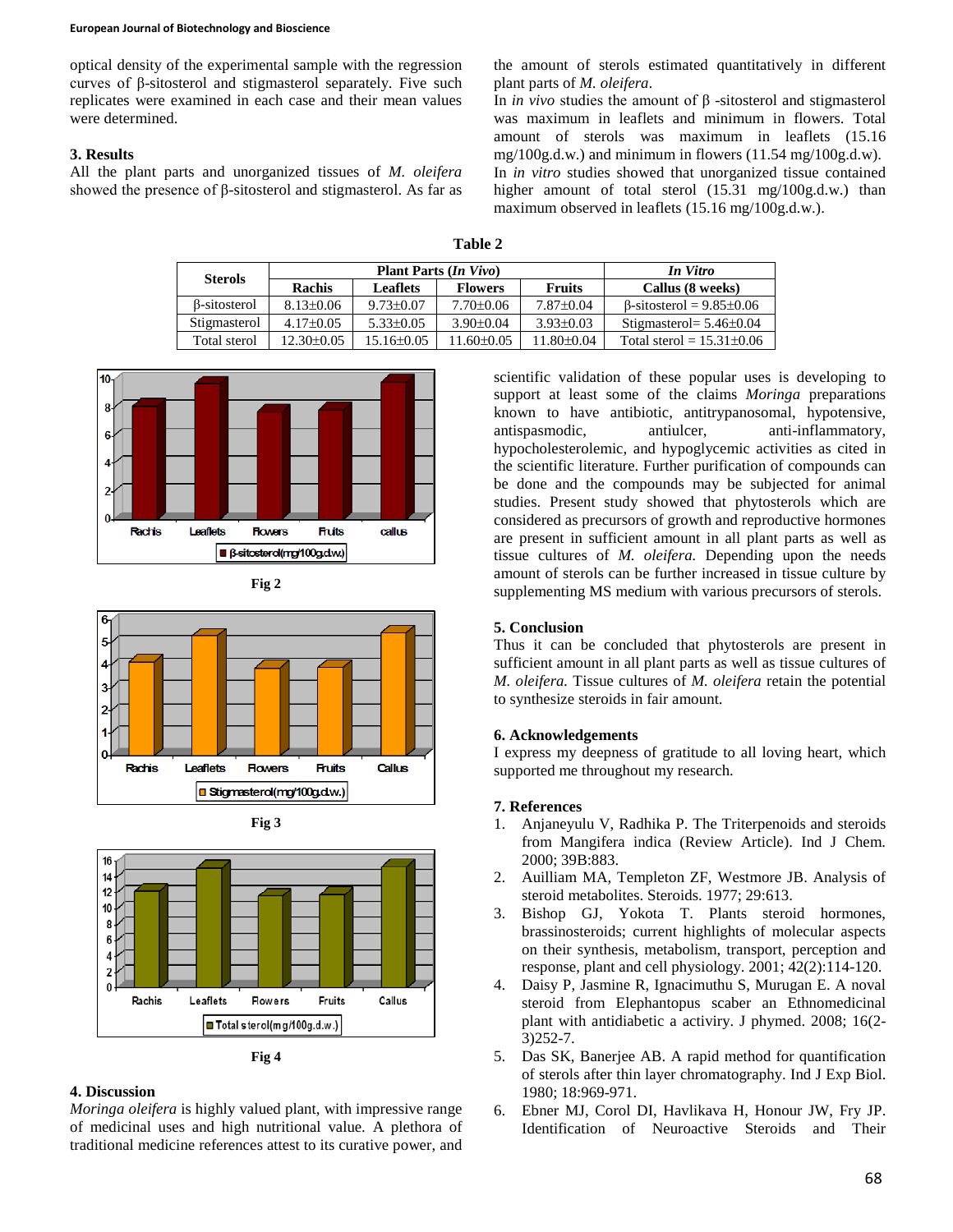optical density of the experimental sample with the regression curves of β-sitosterol and stigmasterol separately. Five such replicates were examined in each case and their mean values were determined.

## 3. Results

All the plant parts and unorganized tissues of *M. oleifera* showed the presence of β-sitosterol and stigmasterol. As far as the amount of sterols estimated quantitatively in different plant parts of *M. oleifera*.

In *in vivo* studies the amount of β -sitosterol and stigmasterol was maximum in leaflets and minimum in flowers. Total amount of sterols was maximum in leaflets (15.16 mg/100g.d.w.) and minimum in flowers (11.54 mg/100g.d.w).

In *in vitro* studies showed that unorganized tissue contained higher amount of total sterol (15.31 mg/100g.d.w.) than maximum observed in leaflets (15.16 mg/100g.d.w.).

**Table 2**

| Sterols | Plant Parts (*In Vivo*) | | | | *In Vitro* |
|---|---|---|---|---|---|
| | Rachis | Leaflets | Flowers | Fruits | Callus (8 weeks) |
| β-sitosterol | 8.13±0.06 | 9.73±0.07 | 7.70±0.06 | 7.87±0.04 | β-sitosterol = 9.85±0.06 |
| Stigmasterol | 4.17±0.05 | 5.33±0.05 | 3.90±0.04 | 3.93±0.03 | Stigmasterol= 5.46±0.04 |
| Total sterol | 12.30±0.05 | 15.16±0.05 | 11.60±0.05 | 11.80±0.04 | Total sterol = 15.31±0.06 |

Fig 2

Fig 3

Fig 4

## 4. Discussion

*Moringa oleifera* is highly valued plant, with impressive range of medicinal uses and high nutritional value. A plethora of traditional medicine references attest to its curative power, and scientific validation of these popular uses is developing to support at least some of the claims *Moringa* preparations known to have antibiotic, antitrypanosomal, hypotensive, antispasmodic, antiulcer, anti-inflammatory, hypocholesterolemic, and hypoglycemic activities as cited in the scientific literature. Further purification of compounds can be done and the compounds may be subjected for animal studies. Present study showed that phytosterols which are considered as precursors of growth and reproductive hormones are present in sufficient amount in all plant parts as well as tissue cultures of *M. oleifera.* Depending upon the needs amount of sterols can be further increased in tissue culture by supplementing MS medium with various precursors of sterols.

## 5. Conclusion

Thus it can be concluded that phytosterols are present in sufficient amount in all plant parts as well as tissue cultures of *M. oleifera.* Tissue cultures of *M. oleifera* retain the potential to synthesize steroids in fair amount.

## 6. Acknowledgements

I express my deepness of gratitude to all loving heart, which supported me throughout my research.

## 7. References

1. Anjaneyulu V, Radhika P. The Triterpenoids and steroids from Mangifera indica (Review Article). Ind J Chem. 2000; 39B:883.
2. Auilliam MA, Templeton ZF, Westmore JB. Analysis of steroid metabolites. Steroids. 1977; 29:613.
3. Bishop GJ, Yokota T. Plants steroid hormones, brassinosteroids; current highlights of molecular aspects on their synthesis, metabolism, transport, perception and response, plant and cell physiology. 2001; 42(2):114-120.
4. Daisy P, Jasmine R, Ignacimuthu S, Murugan E. A noval steroid from Elephantopus scaber an Ethnomedicinal plant with antidiabetic a activiry. J phymed. 2008; 16(2-3)252-7.
5. Das SK, Banerjee AB. A rapid method for quantification of sterols after thin layer chromatography. Ind J Exp Biol. 1980; 18:969-971.
6. Ebner MJ, Corol DI, Havlikava H, Honour JW, Fry JP. Identification of Neuroactive Steroids and Their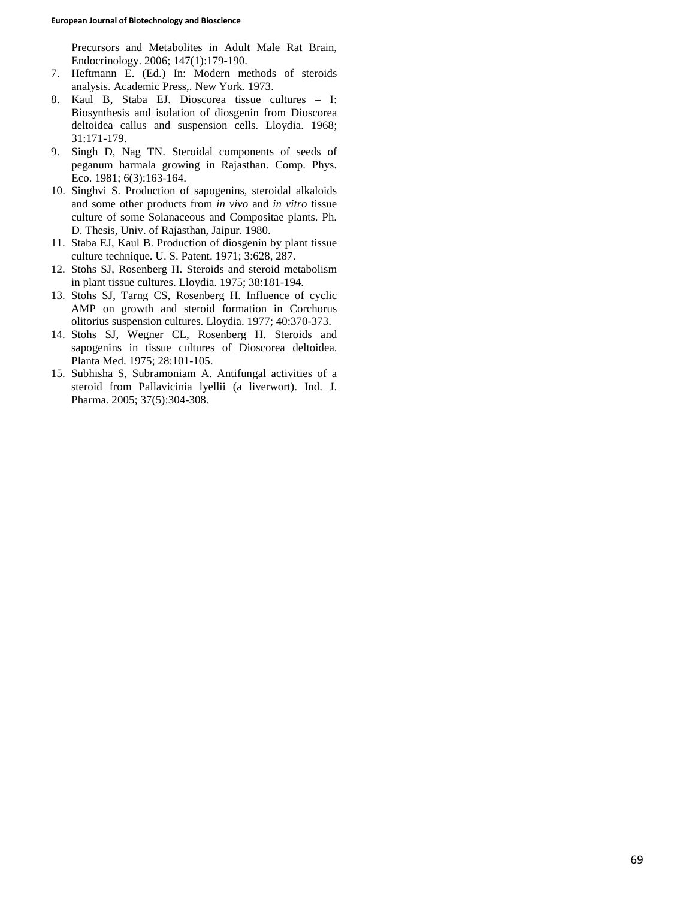Precursors and Metabolites in Adult Male Rat Brain, Endocrinology. 2006; 147(1):179-190.

7. Heftmann E. (Ed.) In: Modern methods of steroids analysis. Academic Press,. New York. 1973.
8. Kaul B, Staba EJ. Dioscorea tissue cultures – I: Biosynthesis and isolation of diosgenin from Dioscorea deltoidea callus and suspension cells. Lloydia. 1968; 31:171-179.
9. Singh D, Nag TN. Steroidal components of seeds of peganum harmala growing in Rajasthan. Comp. Phys. Eco. 1981; 6(3):163-164.
10. Singhvi S. Production of sapogenins, steroidal alkaloids and some other products from *in vivo* and *in vitro* tissue culture of some Solanaceous and Compositae plants. Ph. D. Thesis, Univ. of Rajasthan, Jaipur. 1980.
11. Staba EJ, Kaul B. Production of diosgenin by plant tissue culture technique. U. S. Patent. 1971; 3:628, 287.
12. Stohs SJ, Rosenberg H. Steroids and steroid metabolism in plant tissue cultures. Lloydia. 1975; 38:181-194.
13. Stohs SJ, Tarng CS, Rosenberg H. Influence of cyclic AMP on growth and steroid formation in Corchorus olitorius suspension cultures. Lloydia. 1977; 40:370-373.
14. Stohs SJ, Wegner CL, Rosenberg H. Steroids and sapogenins in tissue cultures of Dioscorea deltoidea. Planta Med. 1975; 28:101-105.
15. Subhisha S, Subramoniam A. Antifungal activities of a steroid from Pallavicinia lyellii (a liverwort). Ind. J. Pharma. 2005; 37(5):304-308.